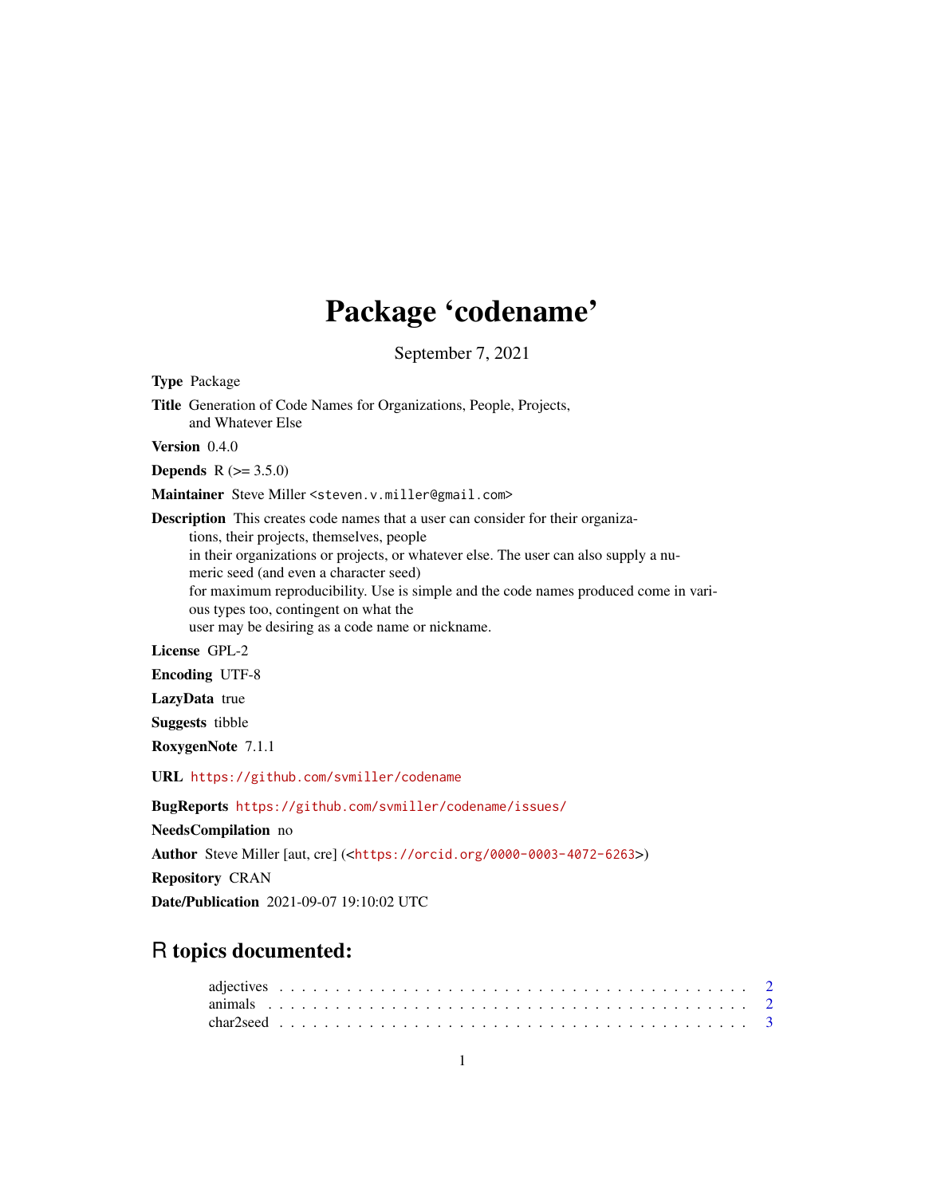# Package ‘codename’

September 7, 2021

**Type** Package

**Title** Generation of Code Names for Organizations, People, Projects, and Whatever Else

**Version** 0.4.0

**Depends** R (>= 3.5.0)

**Maintainer** Steve Miller <steven.v.miller@gmail.com>

**Description** This creates code names that a user can consider for their organizations, their projects, themselves, people in their organizations or projects, or whatever else. The user can also supply a numeric seed (and even a character seed) for maximum reproducibility. Use is simple and the code names produced come in various types too, contingent on what the user may be desiring as a code name or nickname.

**License** GPL-2

**Encoding** UTF-8

**LazyData** true

**Suggests** tibble

**RoxygenNote** 7.1.1

**URL** https://github.com/svmiller/codename

**BugReports** https://github.com/svmiller/codename/issues/

**NeedsCompilation** no

**Author** Steve Miller [aut, cre] (<https://orcid.org/0000-0003-4072-6263>)

**Repository** CRAN

**Date/Publication** 2021-09-07 19:10:02 UTC

## R topics documented:

adjectives . . . . . . . . . . . . . . . . . . . . . . . . . . . . . . . . . . . . . . . . 2
animals . . . . . . . . . . . . . . . . . . . . . . . . . . . . . . . . . . . . . . . . . 2
char2seed . . . . . . . . . . . . . . . . . . . . . . . . . . . . . . . . . . . . . . . . 3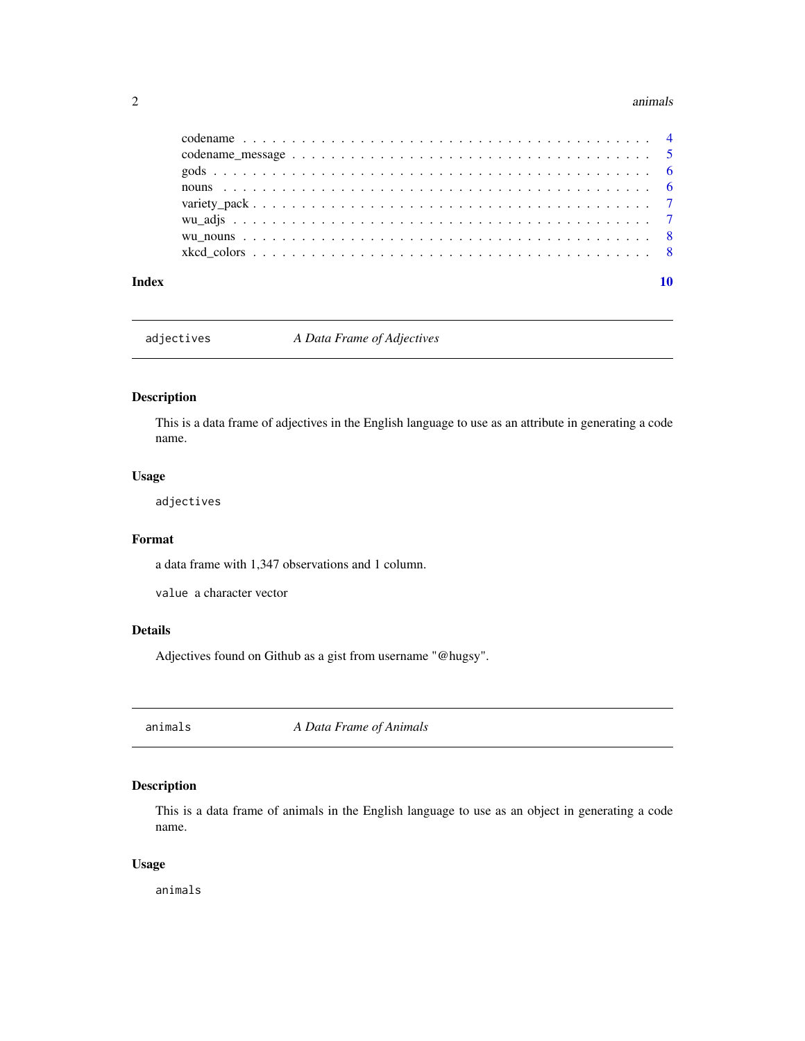codename . . . . . . . . . . . . . . . . . . . . . . . . . . . . . . . . . . . . . . . . 4
codename_message . . . . . . . . . . . . . . . . . . . . . . . . . . . . . . . . . . . . 5
gods . . . . . . . . . . . . . . . . . . . . . . . . . . . . . . . . . . . . . . . . . . 6
nouns . . . . . . . . . . . . . . . . . . . . . . . . . . . . . . . . . . . . . . . . . 6
variety_pack . . . . . . . . . . . . . . . . . . . . . . . . . . . . . . . . . . . . . . 7
wu_adjs . . . . . . . . . . . . . . . . . . . . . . . . . . . . . . . . . . . . . . . . 7
wu_nouns . . . . . . . . . . . . . . . . . . . . . . . . . . . . . . . . . . . . . . . 8
xkcd_colors . . . . . . . . . . . . . . . . . . . . . . . . . . . . . . . . . . . . . . 8

**Index** **10**

---

`adjectives` *A Data Frame of Adjectives*

---

### Description

This is a data frame of adjectives in the English language to use as an attribute in generating a code name.

### Usage

```
adjectives
```

### Format

a data frame with 1,347 observations and 1 column.

`value` a character vector

### Details

Adjectives found on Github as a gist from username "@hugsy".

---

`animals` *A Data Frame of Animals*

---

### Description

This is a data frame of animals in the English language to use as an object in generating a code name.

### Usage

```
animals
```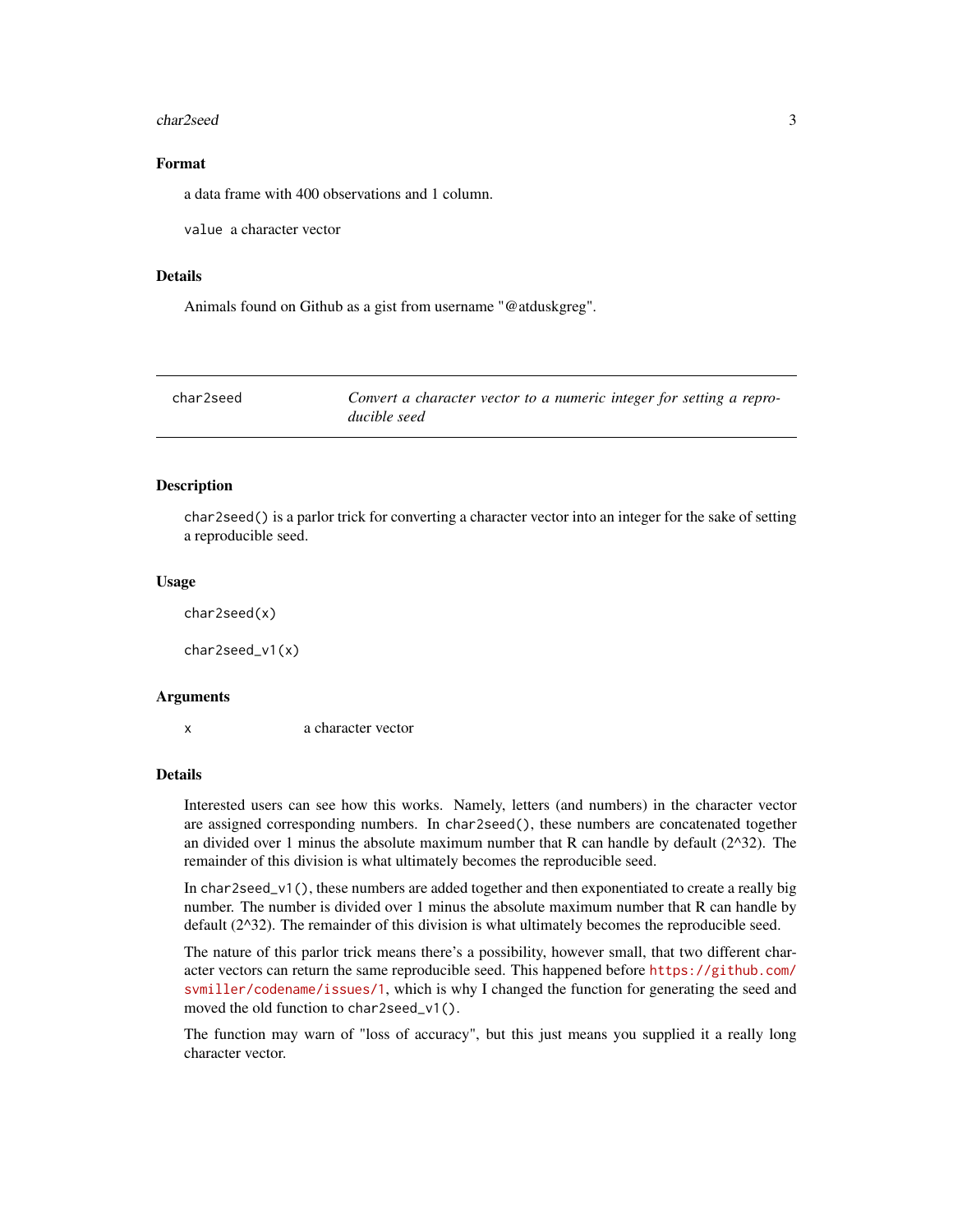### Format

a data frame with 400 observations and 1 column.

`value` a character vector

### Details

Animals found on Github as a gist from username "@atduskgreg".

---

## char2seed — *Convert a character vector to a numeric integer for setting a reproducible seed*

---

### Description

`char2seed()` is a parlor trick for converting a character vector into an integer for the sake of setting a reproducible seed.

### Usage

```
char2seed(x)

char2seed_v1(x)
```

### Arguments

| | |
|---|---|
| x | a character vector |

### Details

Interested users can see how this works. Namely, letters (and numbers) in the character vector are assigned corresponding numbers. In `char2seed()`, these numbers are concatenated together an divided over 1 minus the absolute maximum number that R can handle by default (2^32). The remainder of this division is what ultimately becomes the reproducible seed.

In `char2seed_v1()`, these numbers are added together and then exponentiated to create a really big number. The number is divided over 1 minus the absolute maximum number that R can handle by default (2^32). The remainder of this division is what ultimately becomes the reproducible seed.

The nature of this parlor trick means there's a possibility, however small, that two different character vectors can return the same reproducible seed. This happened before https://github.com/svmiller/codename/issues/1, which is why I changed the function for generating the seed and moved the old function to `char2seed_v1()`.

The function may warn of "loss of accuracy", but this just means you supplied it a really long character vector.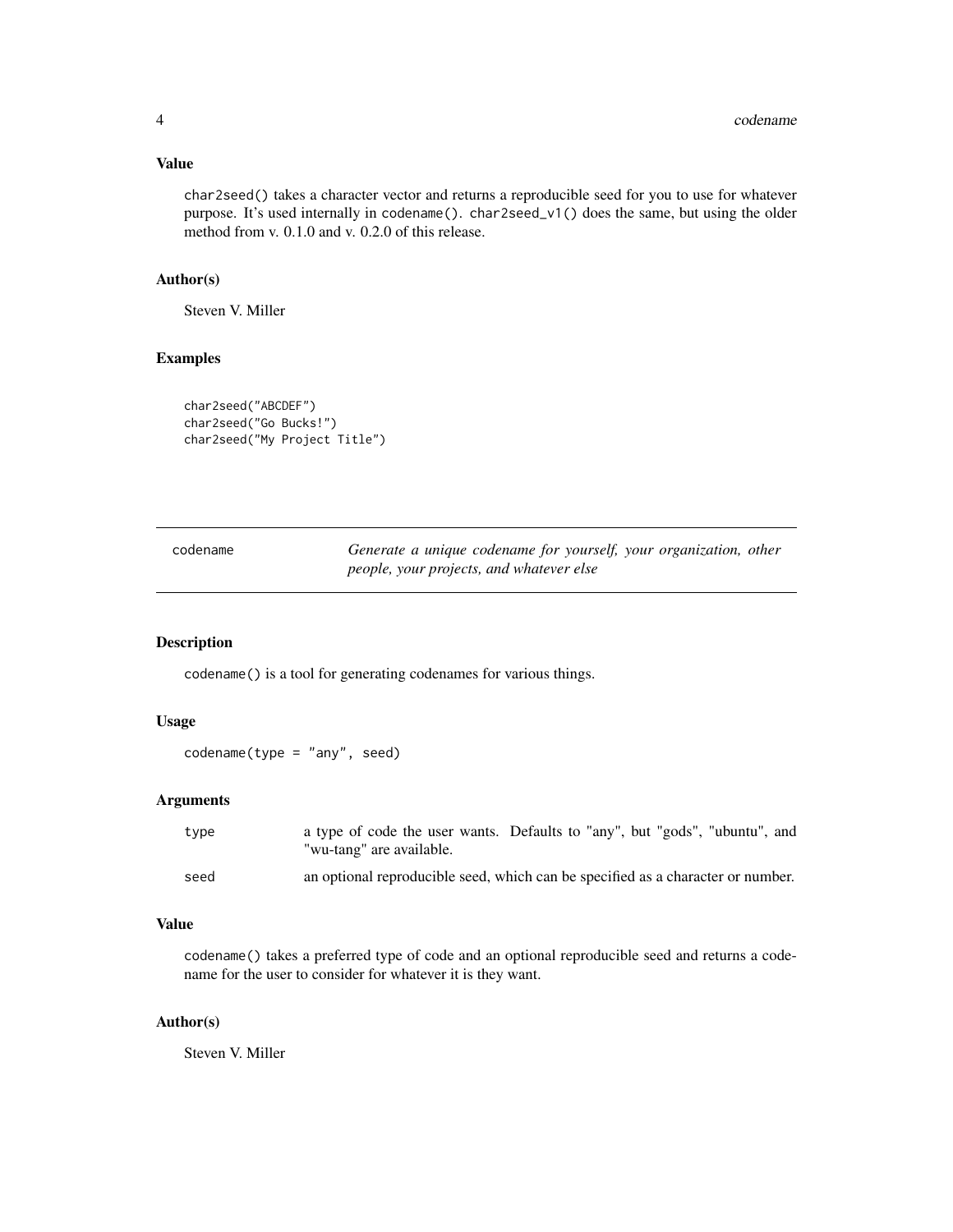### Value

char2seed() takes a character vector and returns a reproducible seed for you to use for whatever purpose. It's used internally in codename(). char2seed_v1() does the same, but using the older method from v. 0.1.0 and v. 0.2.0 of this release.

### Author(s)

Steven V. Miller

### Examples

```
char2seed("ABCDEF")
char2seed("Go Bucks!")
char2seed("My Project Title")
```

---

## codename — *Generate a unique codename for yourself, your organization, other people, your projects, and whatever else*

---

### Description

codename() is a tool for generating codenames for various things.

### Usage

```
codename(type = "any", seed)
```

### Arguments

| | |
|---|---|
| type | a type of code the user wants. Defaults to "any", but "gods", "ubuntu", and "wu-tang" are available. |
| seed | an optional reproducible seed, which can be specified as a character or number. |

### Value

codename() takes a preferred type of code and an optional reproducible seed and returns a codename for the user to consider for whatever it is they want.

### Author(s)

Steven V. Miller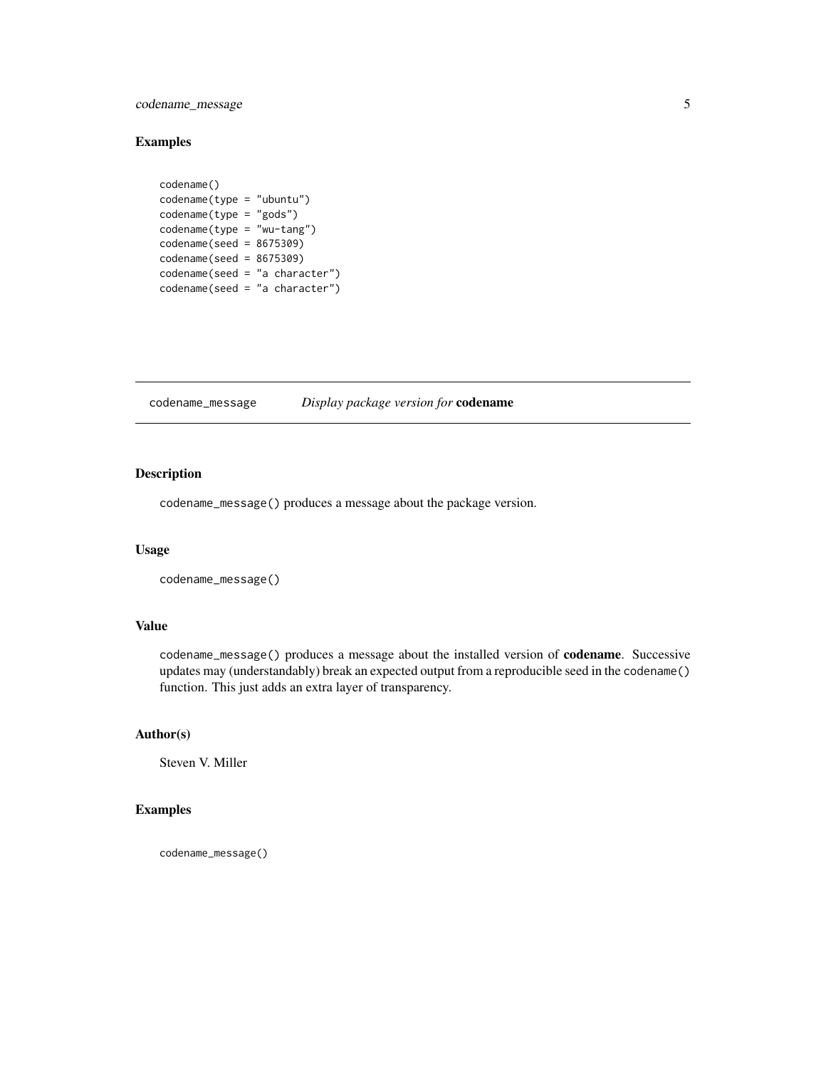## Examples

```
codename()
codename(type = "ubuntu")
codename(type = "gods")
codename(type = "wu-tang")
codename(seed = 8675309)
codename(seed = 8675309)
codename(seed = "a character")
codename(seed = "a character")
```

---

## codename_message *Display package version for* **codename**

---

### Description

`codename_message()` produces a message about the package version.

### Usage

```
codename_message()
```

### Value

`codename_message()` produces a message about the installed version of **codename**. Successive updates may (understandably) break an expected output from a reproducible seed in the `codename()` function. This just adds an extra layer of transparency.

### Author(s)

Steven V. Miller

### Examples

```
codename_message()
```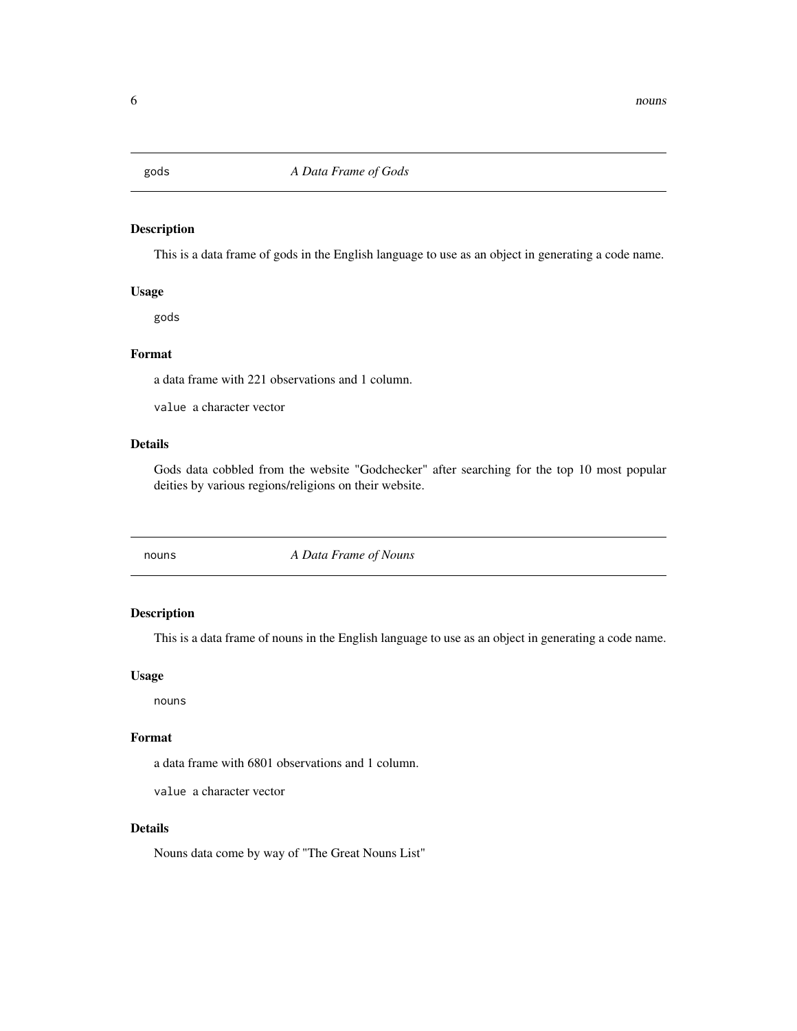## `gods` — *A Data Frame of Gods*

### Description

This is a data frame of gods in the English language to use as an object in generating a code name.

### Usage

```
gods
```

### Format

a data frame with 221 observations and 1 column.

`value` a character vector

### Details

Gods data cobbled from the website "Godchecker" after searching for the top 10 most popular deities by various regions/religions on their website.

## `nouns` — *A Data Frame of Nouns*

### Description

This is a data frame of nouns in the English language to use as an object in generating a code name.

### Usage

```
nouns
```

### Format

a data frame with 6801 observations and 1 column.

`value` a character vector

### Details

Nouns data come by way of "The Great Nouns List"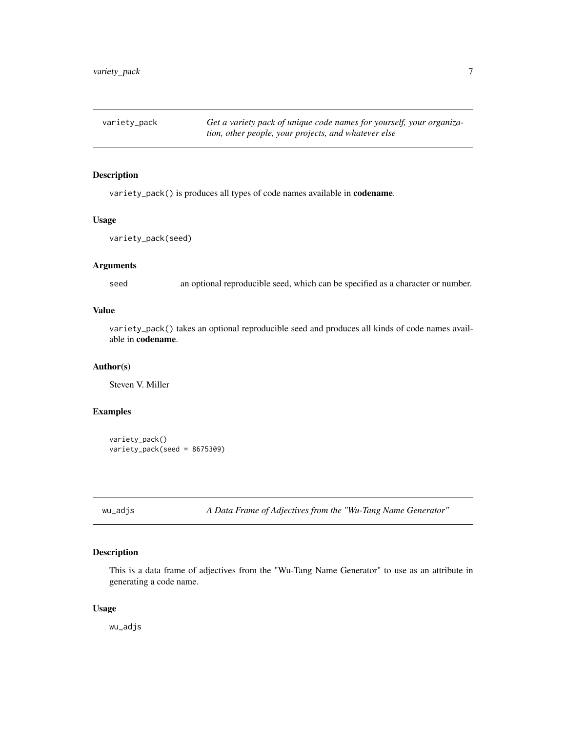## variety_pack

*Get a variety pack of unique code names for yourself, your organization, other people, your projects, and whatever else*

### Description

`variety_pack()` is produces all types of code names available in **codename**.

### Usage

```
variety_pack(seed)
```

### Arguments

seed — an optional reproducible seed, which can be specified as a character or number.

### Value

`variety_pack()` takes an optional reproducible seed and produces all kinds of code names available in **codename**.

### Author(s)

Steven V. Miller

### Examples

```
variety_pack()
variety_pack(seed = 8675309)
```

## wu_adjs

*A Data Frame of Adjectives from the "Wu-Tang Name Generator"*

### Description

This is a data frame of adjectives from the "Wu-Tang Name Generator" to use as an attribute in generating a code name.

### Usage

```
wu_adjs
```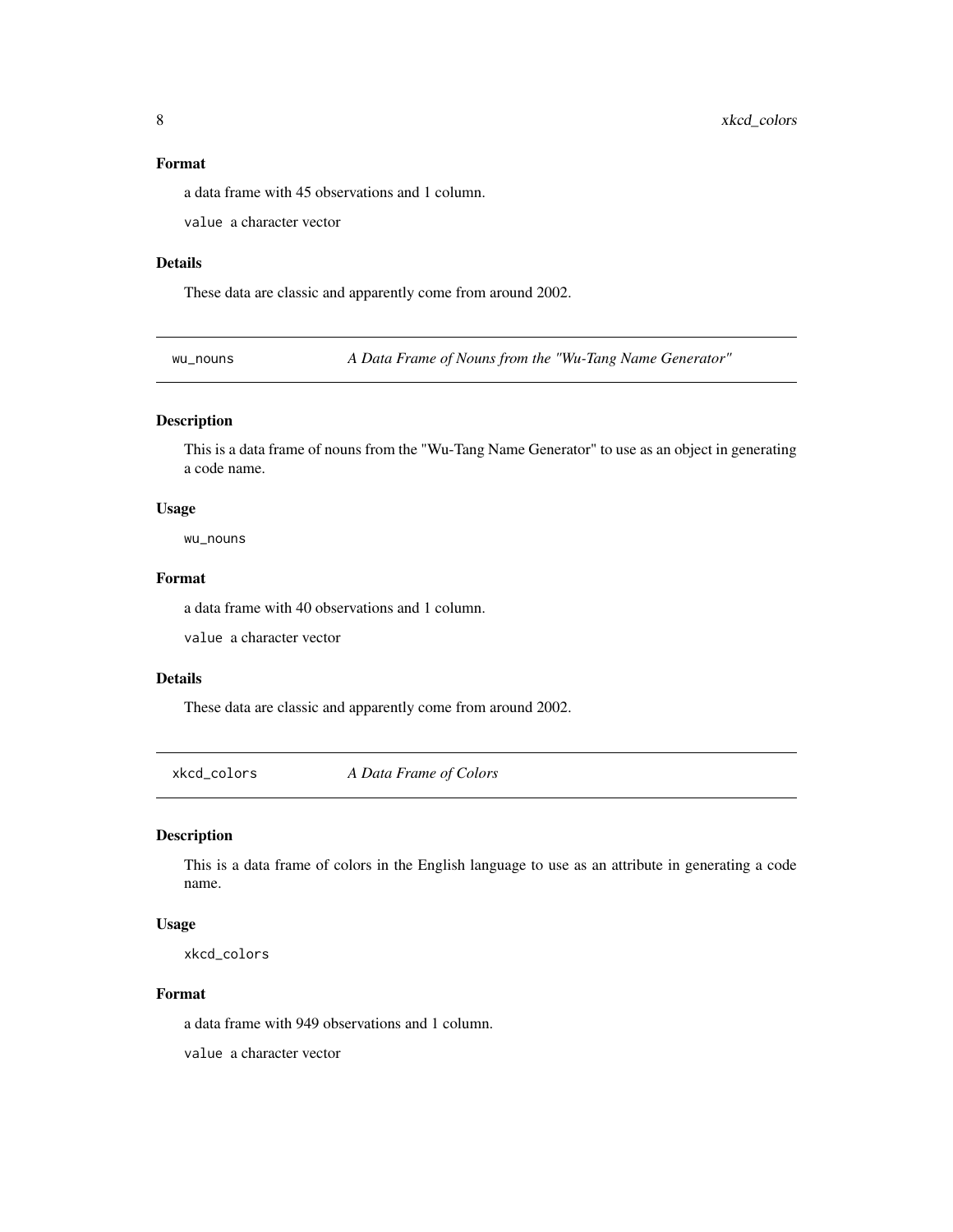### Format

a data frame with 45 observations and 1 column.

`value` a character vector

### Details

These data are classic and apparently come from around 2002.

## wu_nouns — *A Data Frame of Nouns from the "Wu-Tang Name Generator"*

### Description

This is a data frame of nouns from the "Wu-Tang Name Generator" to use as an object in generating a code name.

### Usage

```
wu_nouns
```

### Format

a data frame with 40 observations and 1 column.

`value` a character vector

### Details

These data are classic and apparently come from around 2002.

## xkcd_colors — *A Data Frame of Colors*

### Description

This is a data frame of colors in the English language to use as an attribute in generating a code name.

### Usage

```
xkcd_colors
```

### Format

a data frame with 949 observations and 1 column.

`value` a character vector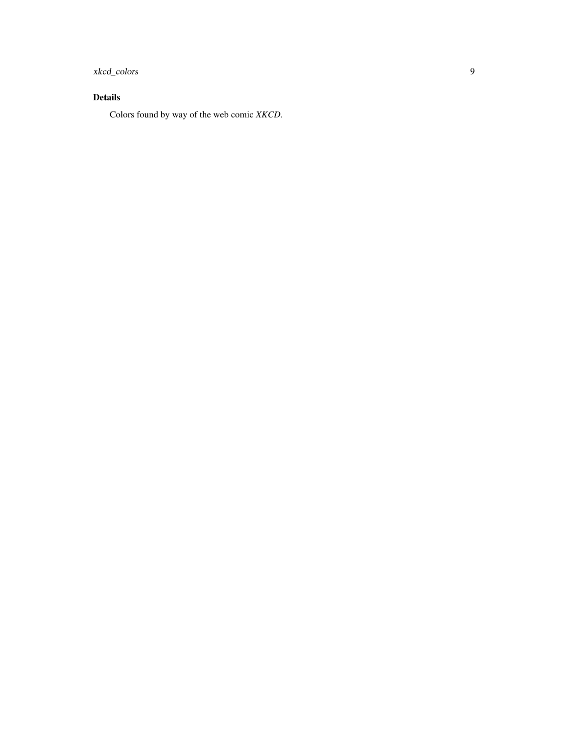## Details

Colors found by way of the web comic *XKCD*.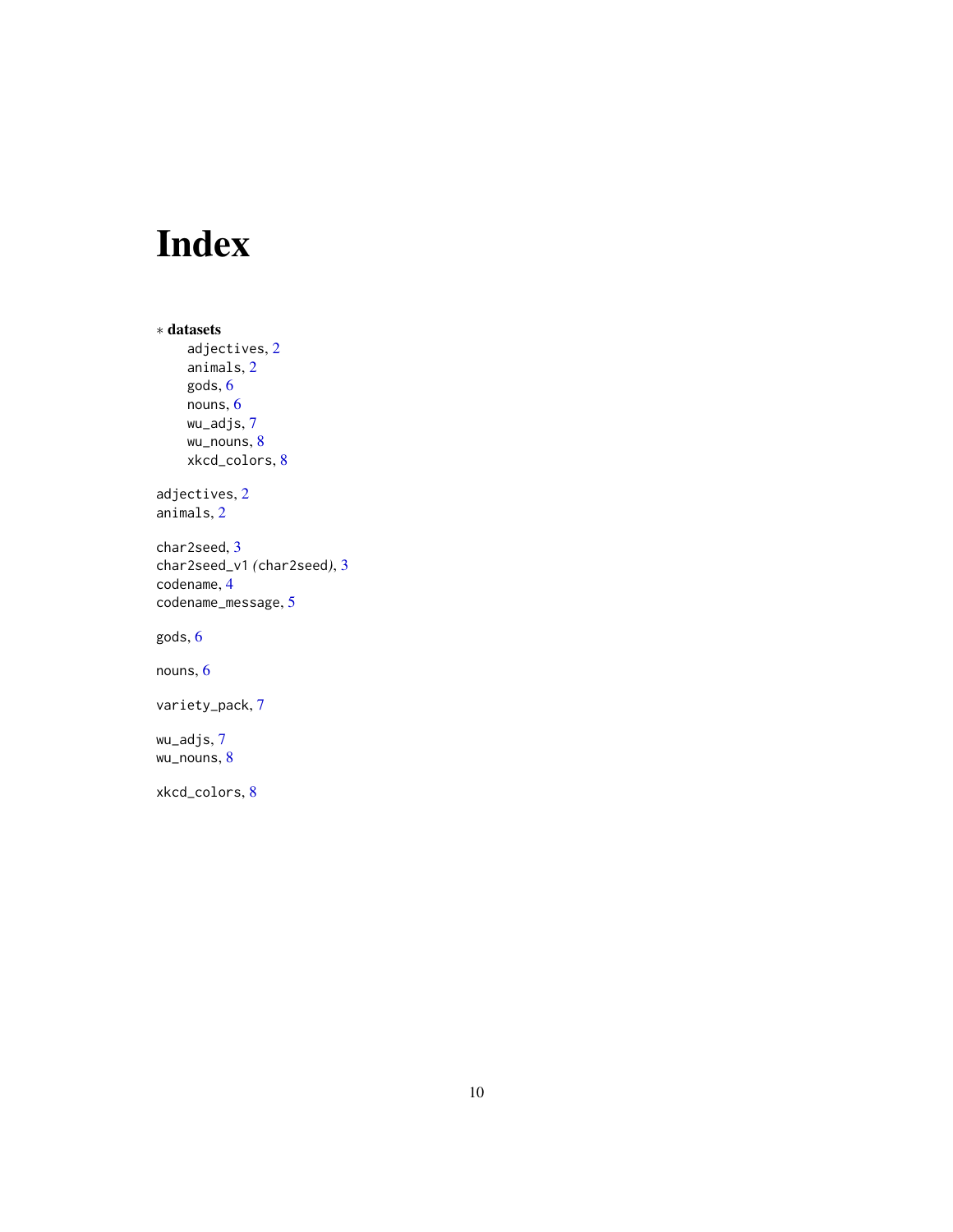# Index

∗ **datasets**
    adjectives, 2
    animals, 2
    gods, 6
    nouns, 6
    wu_adjs, 7
    wu_nouns, 8
    xkcd_colors, 8

adjectives, 2
animals, 2

char2seed, 3
char2seed_v1 *(*char2seed*)*, 3
codename, 4
codename_message, 5

gods, 6

nouns, 6

variety_pack, 7

wu_adjs, 7
wu_nouns, 8

xkcd_colors, 8